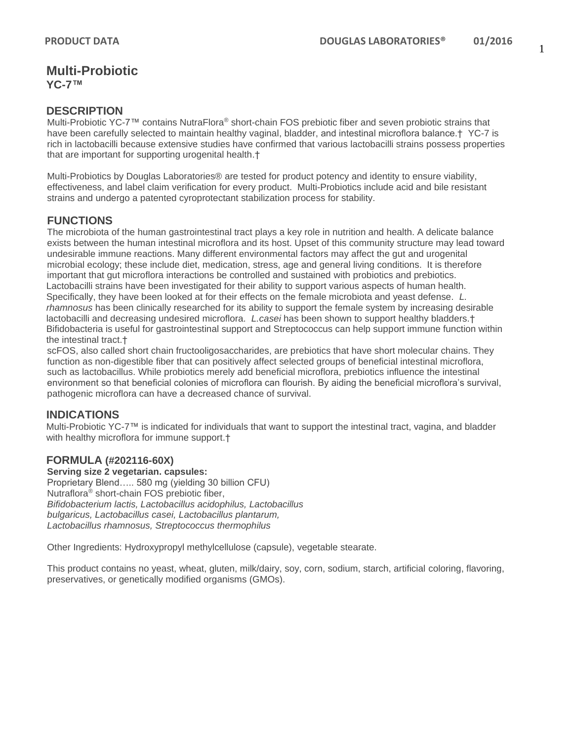# Multi-Probiotic

**YC-7™**

## DESCRIPTION

Multi-Probiotic YC-7™ contains NutraFlora® short-chain FOS prebiotic fiber and seven probiotic strains that have been carefully selected to maintain healthy vaginal, bladder, and intestinal microflora balance.† YC-7 is rich in lactobacilli because extensive studies have confirmed that various lactobacilli strains possess properties that are important for supporting urogenital health.†

Multi-Probiotics by Douglas Laboratories® are tested for product potency and identity to ensure viability, effectiveness, and label claim verification for every product. Multi-Probiotics include acid and bile resistant strains and undergo a patented cyroprotectant stabilization process for stability.

## FUNCTIONS

The microbiota of the human gastrointestinal tract plays a key role in nutrition and health. A delicate balance exists between the human intestinal microflora and its host. Upset of this community structure may lead toward undesirable immune reactions. Many different environmental factors may affect the gut and urogenital microbial ecology; these include diet, medication, stress, age and general living conditions. It is therefore important that gut microflora interactions be controlled and sustained with probiotics and prebiotics. Lactobacilli strains have been investigated for their ability to support various aspects of human health. Specifically, they have been looked at for their effects on the female microbiota and yeast defense. *L. rhamnosus* has been clinically researched for its ability to support the female system by increasing desirable lactobacilli and decreasing undesired microflora. *L.casei* has been shown to support healthy bladders.† Bifidobacteria is useful for gastrointestinal support and Streptococcus can help support immune function within the intestinal tract.†

scFOS, also called short chain fructooligosaccharides, are prebiotics that have short molecular chains. They function as non-digestible fiber that can positively affect selected groups of beneficial intestinal microflora, such as lactobacillus. While probiotics merely add beneficial microflora, prebiotics influence the intestinal environment so that beneficial colonies of microflora can flourish. By aiding the beneficial microflora's survival, pathogenic microflora can have a decreased chance of survival.

## INDICATIONS

Multi-Probiotic YC-7™ is indicated for individuals that want to support the intestinal tract, vagina, and bladder with healthy microflora for immune support.†

## FORMULA (#202116-60X)

**Serving size 2 vegetarian. capsules:**

Proprietary Blend….. 580 mg (yielding 30 billion CFU)
Nutraflora® short-chain FOS prebiotic fiber,
*Bifidobacterium lactis, Lactobacillus acidophilus, Lactobacillus bulgaricus, Lactobacillus casei, Lactobacillus plantarum, Lactobacillus rhamnosus, Streptococcus thermophilus*

Other Ingredients: Hydroxypropyl methylcellulose (capsule), vegetable stearate.

This product contains no yeast, wheat, gluten, milk/dairy, soy, corn, sodium, starch, artificial coloring, flavoring, preservatives, or genetically modified organisms (GMOs).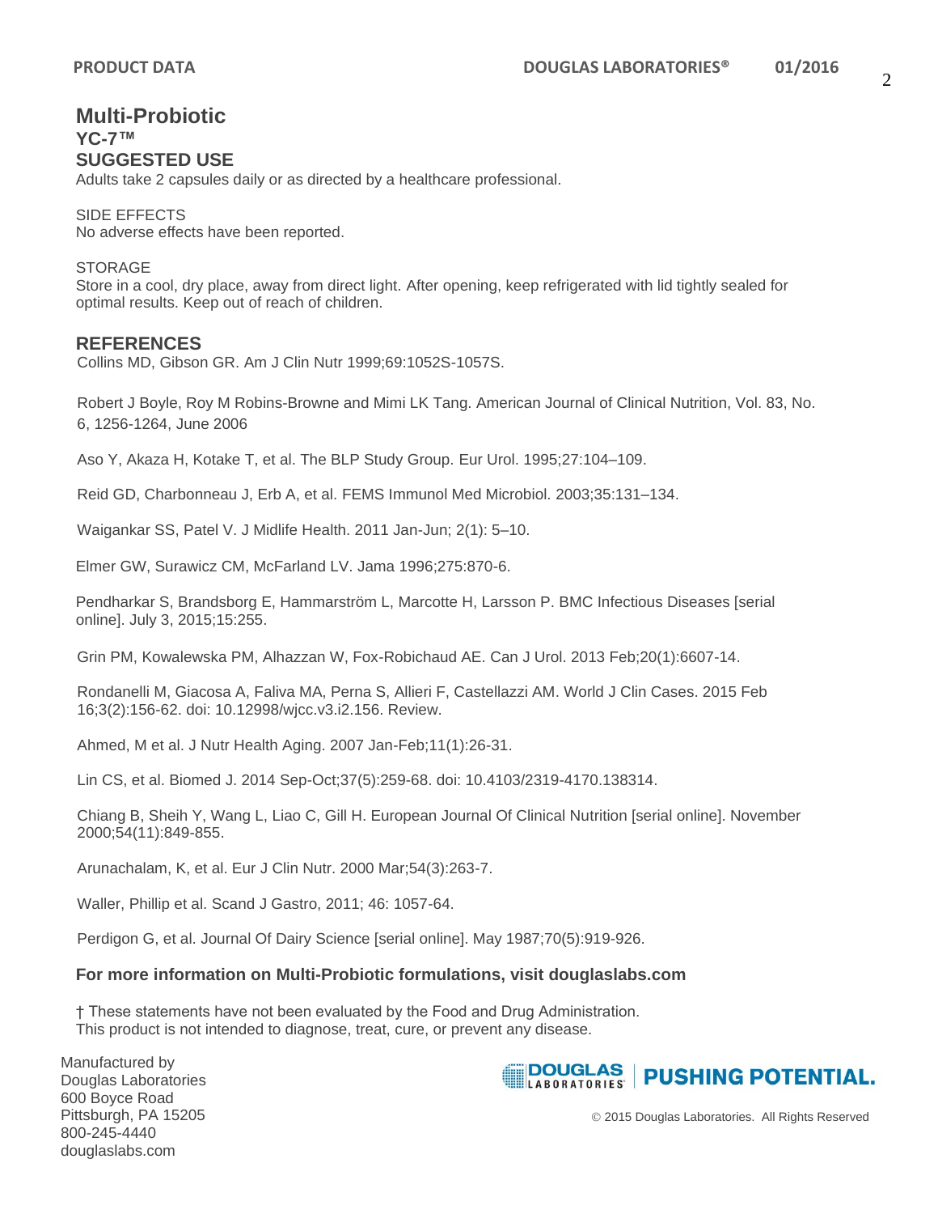# Multi-Probiotic

## YC-7™

## SUGGESTED USE

Adults take 2 capsules daily or as directed by a healthcare professional.

SIDE EFFECTS
No adverse effects have been reported.

STORAGE
Store in a cool, dry place, away from direct light. After opening, keep refrigerated with lid tightly sealed for optimal results. Keep out of reach of children.

## REFERENCES

Collins MD, Gibson GR. Am J Clin Nutr 1999;69:1052S-1057S.

Robert J Boyle, Roy M Robins-Browne and Mimi LK Tang. American Journal of Clinical Nutrition, Vol. 83, No. 6, 1256-1264, June 2006

Aso Y, Akaza H, Kotake T, et al. The BLP Study Group. Eur Urol. 1995;27:104–109.

Reid GD, Charbonneau J, Erb A, et al. FEMS Immunol Med Microbiol. 2003;35:131–134.

Waigankar SS, Patel V. J Midlife Health. 2011 Jan-Jun; 2(1): 5–10.

Elmer GW, Surawicz CM, McFarland LV. Jama 1996;275:870-6.

Pendharkar S, Brandsborg E, Hammarström L, Marcotte H, Larsson P. BMC Infectious Diseases [serial online]. July 3, 2015;15:255.

Grin PM, Kowalewska PM, Alhazzan W, Fox-Robichaud AE. Can J Urol. 2013 Feb;20(1):6607-14.

Rondanelli M, Giacosa A, Faliva MA, Perna S, Allieri F, Castellazzi AM. World J Clin Cases. 2015 Feb 16;3(2):156-62. doi: 10.12998/wjcc.v3.i2.156. Review.

Ahmed, M et al. J Nutr Health Aging. 2007 Jan-Feb;11(1):26-31.

Lin CS, et al. Biomed J. 2014 Sep-Oct;37(5):259-68. doi: 10.4103/2319-4170.138314.

Chiang B, Sheih Y, Wang L, Liao C, Gill H. European Journal Of Clinical Nutrition [serial online]. November 2000;54(11):849-855.

Arunachalam, K, et al. Eur J Clin Nutr. 2000 Mar;54(3):263-7.

Waller, Phillip et al. Scand J Gastro, 2011; 46: 1057-64.

Perdigon G, et al. Journal Of Dairy Science [serial online]. May 1987;70(5):919-926.

**For more information on Multi-Probiotic formulations, visit douglaslabs.com**

† These statements have not been evaluated by the Food and Drug Administration.
This product is not intended to diagnose, treat, cure, or prevent any disease.

Manufactured by
Douglas Laboratories
600 Boyce Road
Pittsburgh, PA 15205
800-245-4440
douglaslabs.com

DOUGLAS LABORATORIES | PUSHING POTENTIAL.

© 2015 Douglas Laboratories. All Rights Reserved